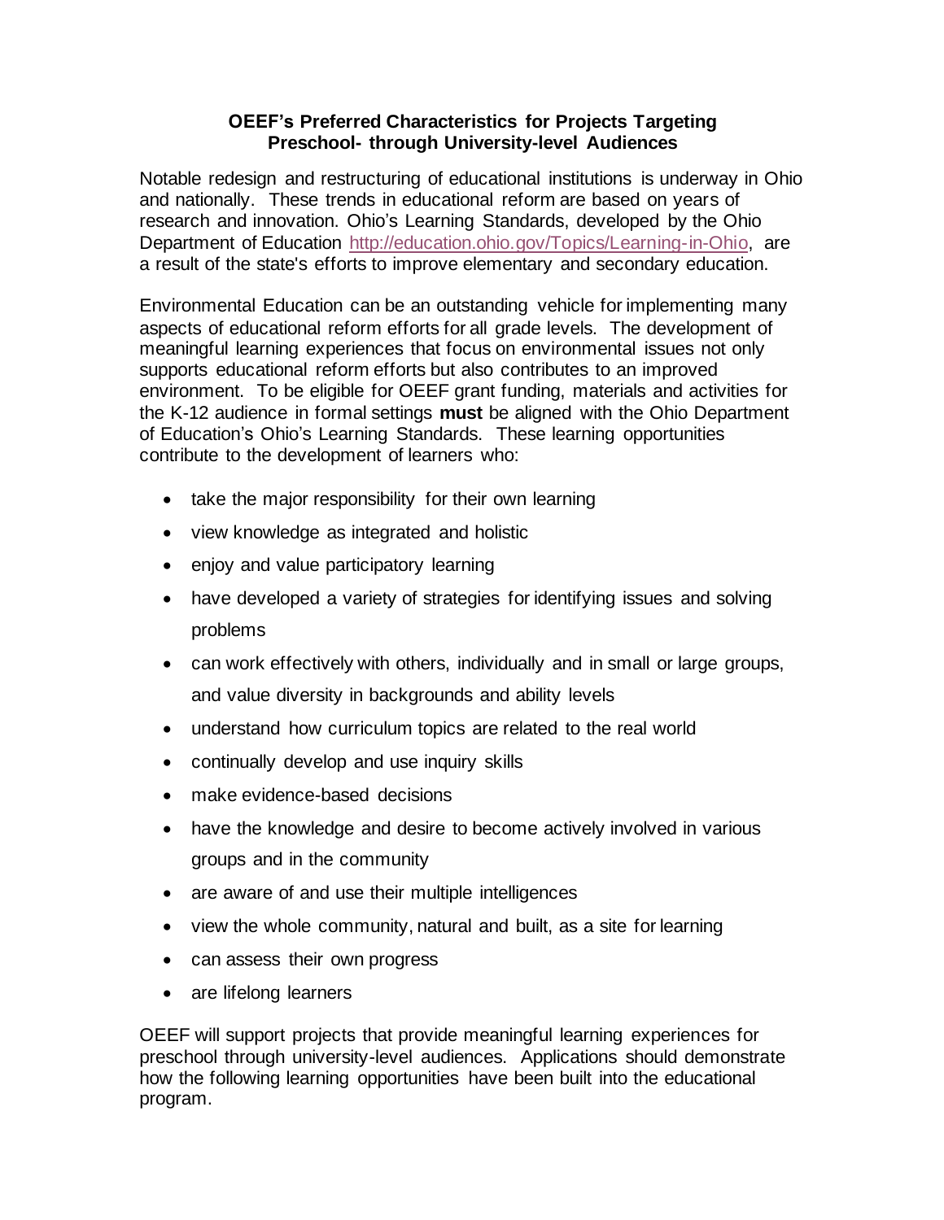# OEEF's Preferred Characteristics for Projects Targeting Preschool- through University-level Audiences

Notable redesign and restructuring of educational institutions is underway in Ohio and nationally. These trends in educational reform are based on years of research and innovation. Ohio's Learning Standards, developed by the Ohio Department of Education http://education.ohio.gov/Topics/Learning-in-Ohio, are a result of the state's efforts to improve elementary and secondary education.

Environmental Education can be an outstanding vehicle for implementing many aspects of educational reform efforts for all grade levels. The development of meaningful learning experiences that focus on environmental issues not only supports educational reform efforts but also contributes to an improved environment. To be eligible for OEEF grant funding, materials and activities for the K-12 audience in formal settings **must** be aligned with the Ohio Department of Education's Ohio's Learning Standards. These learning opportunities contribute to the development of learners who:

- take the major responsibility for their own learning
- view knowledge as integrated and holistic
- enjoy and value participatory learning
- have developed a variety of strategies for identifying issues and solving problems
- can work effectively with others, individually and in small or large groups, and value diversity in backgrounds and ability levels
- understand how curriculum topics are related to the real world
- continually develop and use inquiry skills
- make evidence-based decisions
- have the knowledge and desire to become actively involved in various groups and in the community
- are aware of and use their multiple intelligences
- view the whole community, natural and built, as a site for learning
- can assess their own progress
- are lifelong learners

OEEF will support projects that provide meaningful learning experiences for preschool through university-level audiences. Applications should demonstrate how the following learning opportunities have been built into the educational program.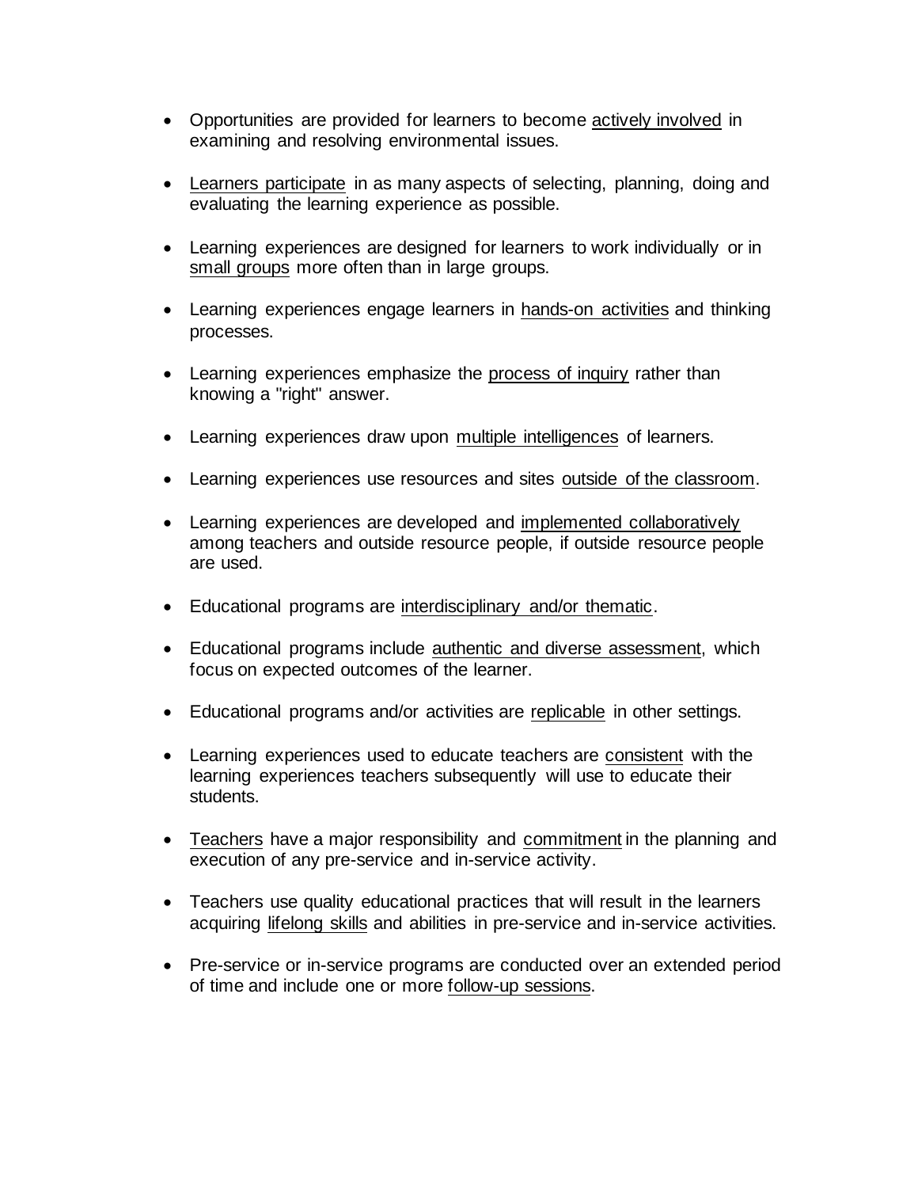- Opportunities are provided for learners to become <u>actively involved</u> in examining and resolving environmental issues.

- <u>Learners participate</u> in as many aspects of selecting, planning, doing and evaluating the learning experience as possible.

- Learning experiences are designed for learners to work individually or in <u>small groups</u> more often than in large groups.

- Learning experiences engage learners in <u>hands-on activities</u> and thinking processes.

- Learning experiences emphasize the <u>process of inquiry</u> rather than knowing a "right" answer.

- Learning experiences draw upon <u>multiple intelligences</u> of learners.

- Learning experiences use resources and sites <u>outside of the classroom</u>.

- Learning experiences are developed and <u>implemented collaboratively</u> among teachers and outside resource people, if outside resource people are used.

- Educational programs are <u>interdisciplinary and/or thematic</u>.

- Educational programs include <u>authentic and diverse assessment</u>, which focus on expected outcomes of the learner.

- Educational programs and/or activities are <u>replicable</u> in other settings.

- Learning experiences used to educate teachers are <u>consistent</u> with the learning experiences teachers subsequently will use to educate their students.

- <u>Teachers</u> have a major responsibility and <u>commitment</u> in the planning and execution of any pre-service and in-service activity.

- Teachers use quality educational practices that will result in the learners acquiring <u>lifelong skills</u> and abilities in pre-service and in-service activities.

- Pre-service or in-service programs are conducted over an extended period of time and include one or more <u>follow-up sessions</u>.